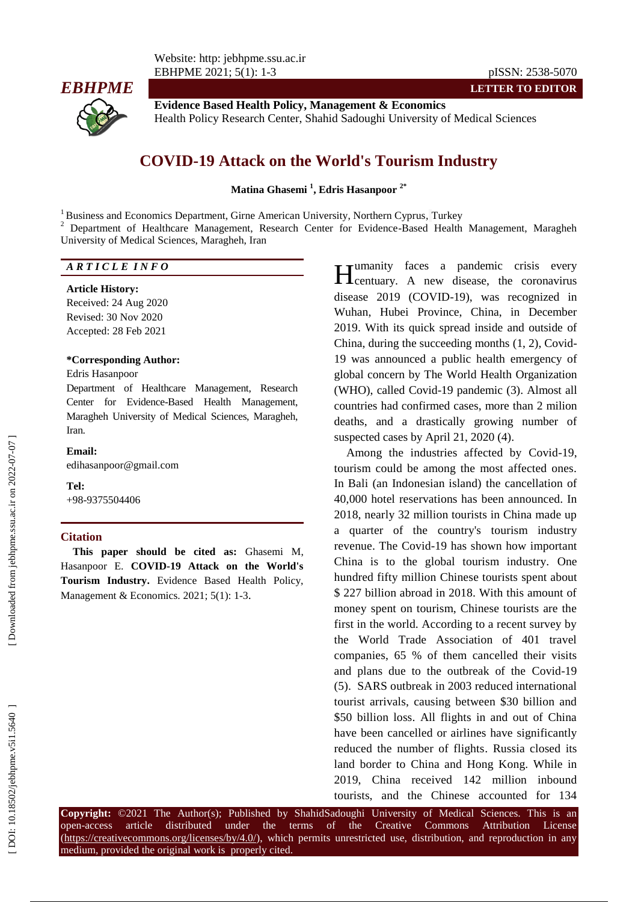# COVID-19 Attack on the World's Tourism Industry

**Matina Ghasemi [1], Edris Hasanpoor [2*]**

[1] Business and Economics Department, Girne American University, Northern Cyprus, Turkey
[2] Department of Healthcare Management, Research Center for Evidence-Based Health Management, Maragheh University of Medical Sciences, Maragheh, Iran

***ARTICLE INFO***

**Article History:**
Received: 24 Aug 2020
Revised: 30 Nov 2020
Accepted: 28 Feb 2021

**\*Corresponding Author:**
Edris Hasanpoor
Department of Healthcare Management, Research Center for Evidence-Based Health Management, Maragheh University of Medical Sciences, Maragheh, Iran.

**Email:**
edihasanpoor@gmail.com

**Tel:**
+98-9375504406

**Citation**

**This paper should be cited as:** Ghasemi M, Hasanpoor E. **COVID-19 Attack on the World's Tourism Industry.** Evidence Based Health Policy, Management & Economics. 2021; 5(1): 1-3.

Humanity faces a pandemic crisis every century. A new disease, the coronavirus disease 2019 (COVID-19), was recognized in Wuhan, Hubei Province, China, in December 2019. With its quick spread inside and outside of China, during the succeeding months (1, 2), Covid-19 was announced a public health emergency of global concern by The World Health Organization (WHO), called Covid-19 pandemic (3). Almost all countries had confirmed cases, more than 2 milion deaths, and a drastically growing number of suspected cases by April 21, 2020 (4).

Among the industries affected by Covid-19, tourism could be among the most affected ones. In Bali (an Indonesian island) the cancellation of 40,000 hotel reservations has been announced. In 2018, nearly 32 million tourists in China made up a quarter of the country's tourism industry revenue. The Covid-19 has shown how important China is to the global tourism industry. One hundred fifty million Chinese tourists spent about $ 227 billion abroad in 2018. With this amount of money spent on tourism, Chinese tourists are the first in the world. According to a recent survey by the World Trade Association of 401 travel companies, 65 % of them cancelled their visits and plans due to the outbreak of the Covid-19 (5). SARS outbreak in 2003 reduced international tourist arrivals, causing between $30 billion and $50 billion loss. All flights in and out of China have been cancelled or airlines have significantly reduced the number of flights. Russia closed its land border to China and Hong Kong. While in 2019, China received 142 million inbound tourists, and the Chinese accounted for 134

**Copyright:** ©2021 The Author(s); Published by ShahidSadoughi University of Medical Sciences. This is an open-access article distributed under the terms of the Creative Commons Attribution License (https://creativecommons.org/licenses/by/4.0/), which permits unrestricted use, distribution, and reproduction in any medium, provided the original work is properly cited.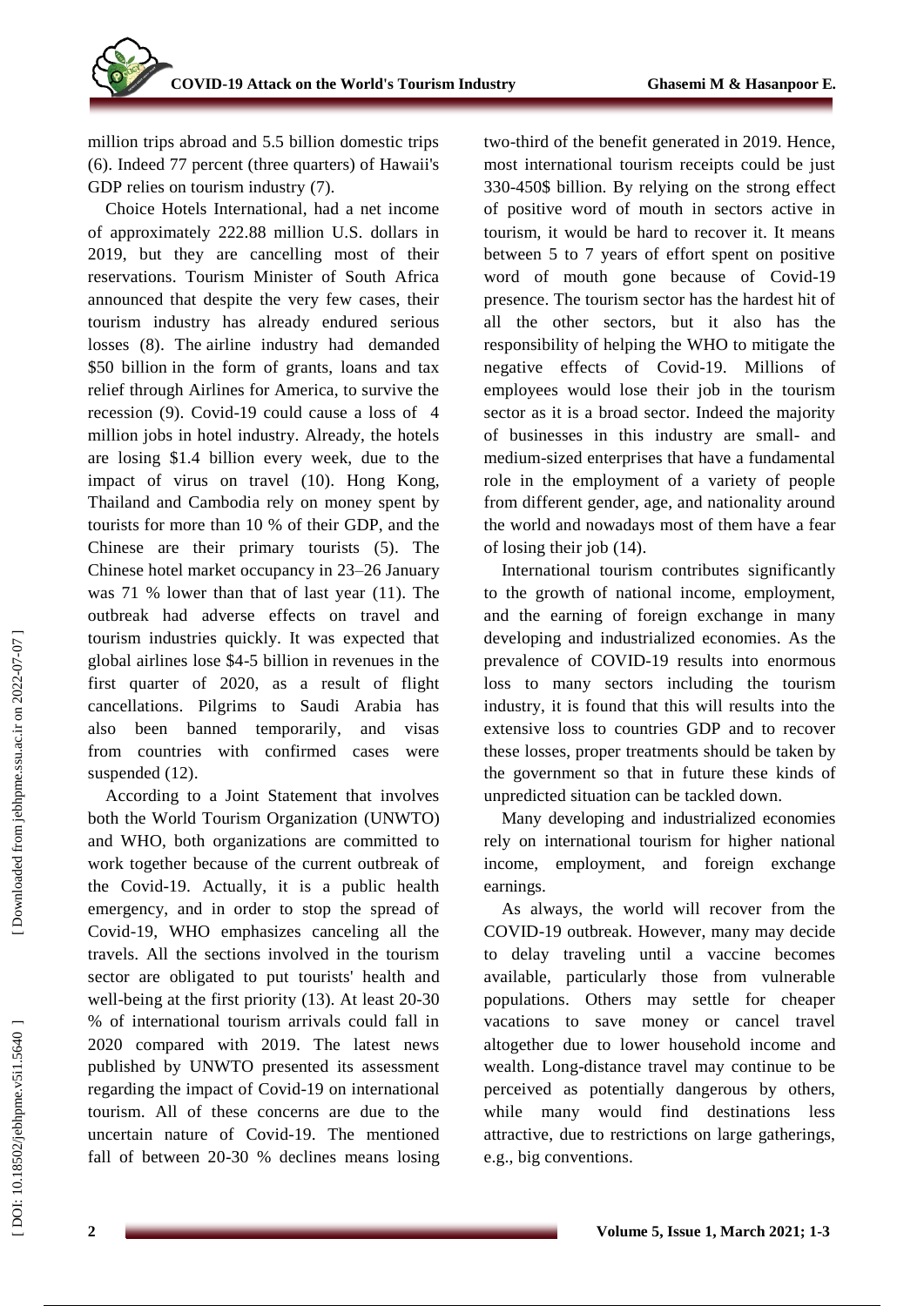million trips abroad and 5.5 billion domestic trips (6). Indeed 77 percent (three quarters) of Hawaii's GDP relies on tourism industry (7).

Choice Hotels International, had a net income of approximately 222.88 million U.S. dollars in 2019, but they are cancelling most of their reservations. Tourism Minister of South Africa announced that despite the very few cases, their tourism industry has already endured serious losses (8). The airline industry had demanded $50 billion in the form of grants, loans and tax relief through Airlines for America, to survive the recession (9). Covid-19 could cause a loss of 4 million jobs in hotel industry. Already, the hotels are losing $1.4 billion every week, due to the impact of virus on travel (10). Hong Kong, Thailand and Cambodia rely on money spent by tourists for more than 10 % of their GDP, and the Chinese are their primary tourists (5). The Chinese hotel market occupancy in 23–26 January was 71 % lower than that of last year (11). The outbreak had adverse effects on travel and tourism industries quickly. It was expected that global airlines lose $4-5 billion in revenues in the first quarter of 2020, as a result of flight cancellations. Pilgrims to Saudi Arabia has also been banned temporarily, and visas from countries with confirmed cases were suspended (12).

According to a Joint Statement that involves both the World Tourism Organization (UNWTO) and WHO, both organizations are committed to work together because of the current outbreak of the Covid-19. Actually, it is a public health emergency, and in order to stop the spread of Covid-19, WHO emphasizes canceling all the travels. All the sections involved in the tourism sector are obligated to put tourists' health and well-being at the first priority (13). At least 20-30 % of international tourism arrivals could fall in 2020 compared with 2019. The latest news published by UNWTO presented its assessment regarding the impact of Covid-19 on international tourism. All of these concerns are due to the uncertain nature of Covid-19. The mentioned fall of between 20-30 % declines means losing two-third of the benefit generated in 2019. Hence, most international tourism receipts could be just 330-450$ billion. By relying on the strong effect of positive word of mouth in sectors active in tourism, it would be hard to recover it. It means between 5 to 7 years of effort spent on positive word of mouth gone because of Covid-19 presence. The tourism sector has the hardest hit of all the other sectors, but it also has the responsibility of helping the WHO to mitigate the negative effects of Covid-19. Millions of employees would lose their job in the tourism sector as it is a broad sector. Indeed the majority of businesses in this industry are small- and medium-sized enterprises that have a fundamental role in the employment of a variety of people from different gender, age, and nationality around the world and nowadays most of them have a fear of losing their job (14).

International tourism contributes significantly to the growth of national income, employment, and the earning of foreign exchange in many developing and industrialized economies. As the prevalence of COVID-19 results into enormous loss to many sectors including the tourism industry, it is found that this will results into the extensive loss to countries GDP and to recover these losses, proper treatments should be taken by the government so that in future these kinds of unpredicted situation can be tackled down.

Many developing and industrialized economies rely on international tourism for higher national income, employment, and foreign exchange earnings.

As always, the world will recover from the COVID-19 outbreak. However, many may decide to delay traveling until a vaccine becomes available, particularly those from vulnerable populations. Others may settle for cheaper vacations to save money or cancel travel altogether due to lower household income and wealth. Long-distance travel may continue to be perceived as potentially dangerous by others, while many would find destinations less attractive, due to restrictions on large gatherings, e.g., big conventions.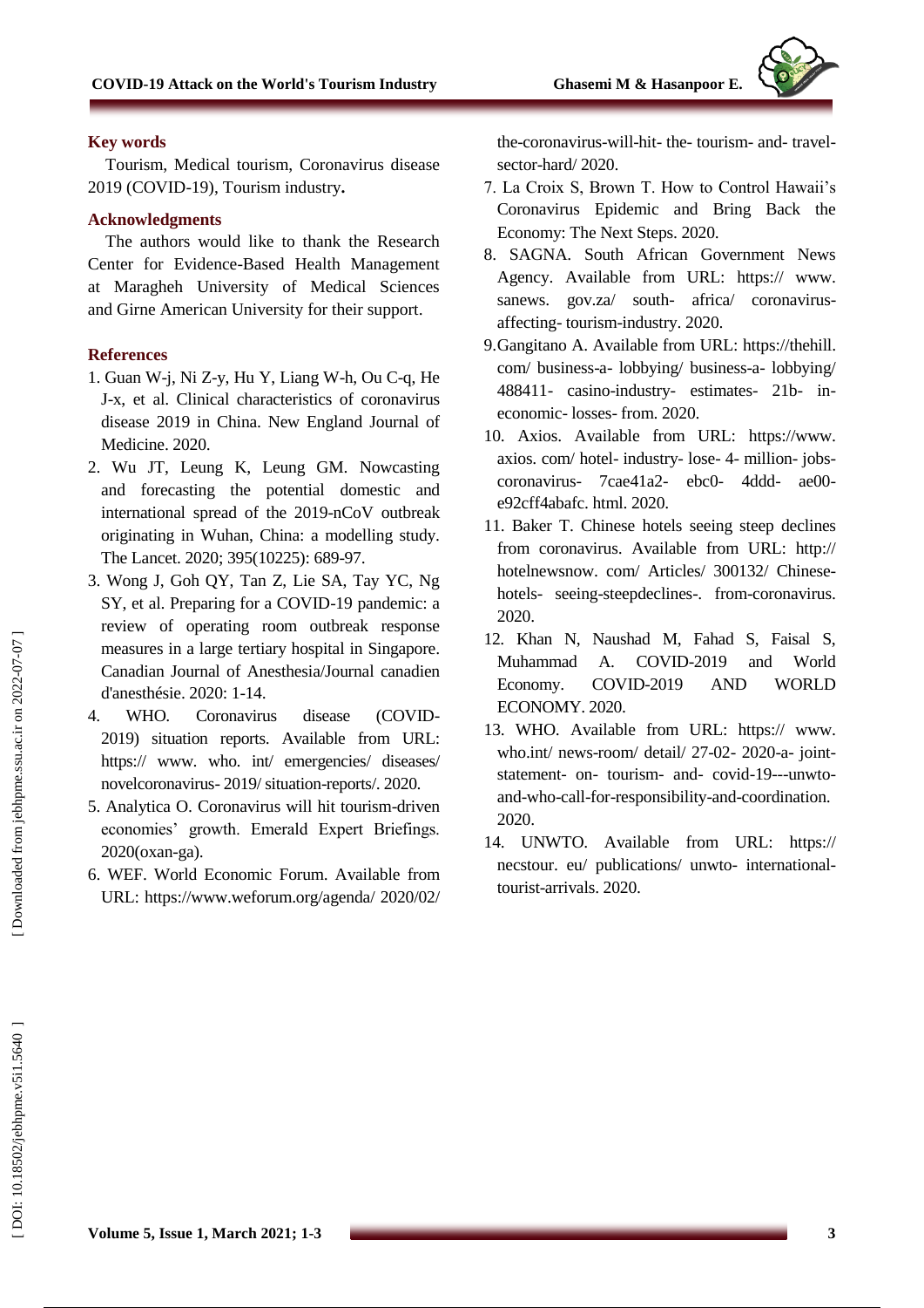## Key words

Tourism, Medical tourism, Coronavirus disease 2019 (COVID-19), Tourism industry**.**

## Acknowledgments

The authors would like to thank the Research Center for Evidence-Based Health Management at Maragheh University of Medical Sciences and Girne American University for their support.

## References

1. Guan W-j, Ni Z-y, Hu Y, Liang W-h, Ou C-q, He J-x, et al. Clinical characteristics of coronavirus disease 2019 in China. New England Journal of Medicine. 2020.
2. Wu JT, Leung K, Leung GM. Nowcasting and forecasting the potential domestic and international spread of the 2019-nCoV outbreak originating in Wuhan, China: a modelling study. The Lancet. 2020; 395(10225): 689-97.
3. Wong J, Goh QY, Tan Z, Lie SA, Tay YC, Ng SY, et al. Preparing for a COVID-19 pandemic: a review of operating room outbreak response measures in a large tertiary hospital in Singapore. Canadian Journal of Anesthesia/Journal canadien d'anesthésie. 2020: 1-14.
4. WHO. Coronavirus disease (COVID-2019) situation reports. Available from URL: https:// www. who. int/ emergencies/ diseases/ novelcoronavirus- 2019/ situation-reports/. 2020.
5. Analytica O. Coronavirus will hit tourism-driven economies' growth. Emerald Expert Briefings. 2020(oxan-ga).
6. WEF. World Economic Forum. Available from URL: https://www.weforum.org/agenda/ 2020/02/ the-coronavirus-will-hit- the- tourism- and- travel-sector-hard/ 2020.
7. La Croix S, Brown T. How to Control Hawaii's Coronavirus Epidemic and Bring Back the Economy: The Next Steps. 2020.
8. SAGNA. South African Government News Agency. Available from URL: https:// www. sanews. gov.za/ south- africa/ coronavirus-affecting- tourism-industry. 2020.
9. Gangitano A. Available from URL: https://thehill. com/ business-a- lobbying/ business-a- lobbying/ 488411- casino-industry- estimates- 21b- in-economic- losses- from. 2020.
10. Axios. Available from URL: https://www. axios. com/ hotel- industry- lose- 4- million- jobs-coronavirus- 7cae41a2- ebc0- 4ddd- ae00-e92cff4abafc. html. 2020.
11. Baker T. Chinese hotels seeing steep declines from coronavirus. Available from URL: http:// hotelnewsnow. com/ Articles/ 300132/ Chinese-hotels- seeing-steepdeclines-. from-coronavirus. 2020.
12. Khan N, Naushad M, Fahad S, Faisal S, Muhammad A. COVID-2019 and World Economy. COVID-2019 AND WORLD ECONOMY. 2020.
13. WHO. Available from URL: https:// www. who.int/ news-room/ detail/ 27-02- 2020-a- joint-statement- on- tourism- and- covid-19---unwto-and-who-call-for-responsibility-and-coordination. 2020.
14. UNWTO. Available from URL: https:// necstour. eu/ publications/ unwto- international-tourist-arrivals. 2020.